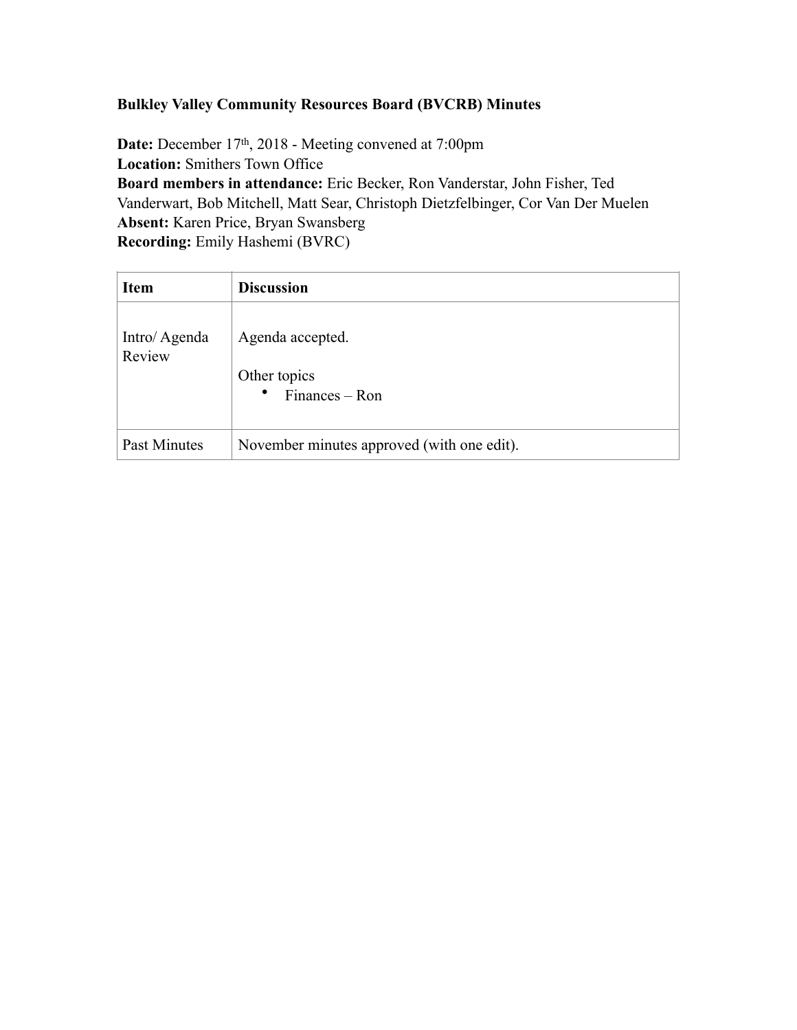**Bulkley Valley Community Resources Board (BVCRB) Minutes**

**Date:** December 17th, 2018 - Meeting convened at 7:00pm
**Location:** Smithers Town Office
**Board members in attendance:** Eric Becker, Ron Vanderstar, John Fisher, Ted Vanderwart, Bob Mitchell, Matt Sear, Christoph Dietzfelbinger, Cor Van Der Muelen
**Absent:** Karen Price, Bryan Swansberg
**Recording:** Emily Hashemi (BVRC)

| **Item** | **Discussion** |
|---|---|
| Intro/ Agenda Review | Agenda accepted.<br><br>Other topics<br>• Finances – Ron |
| Past Minutes | November minutes approved (with one edit). |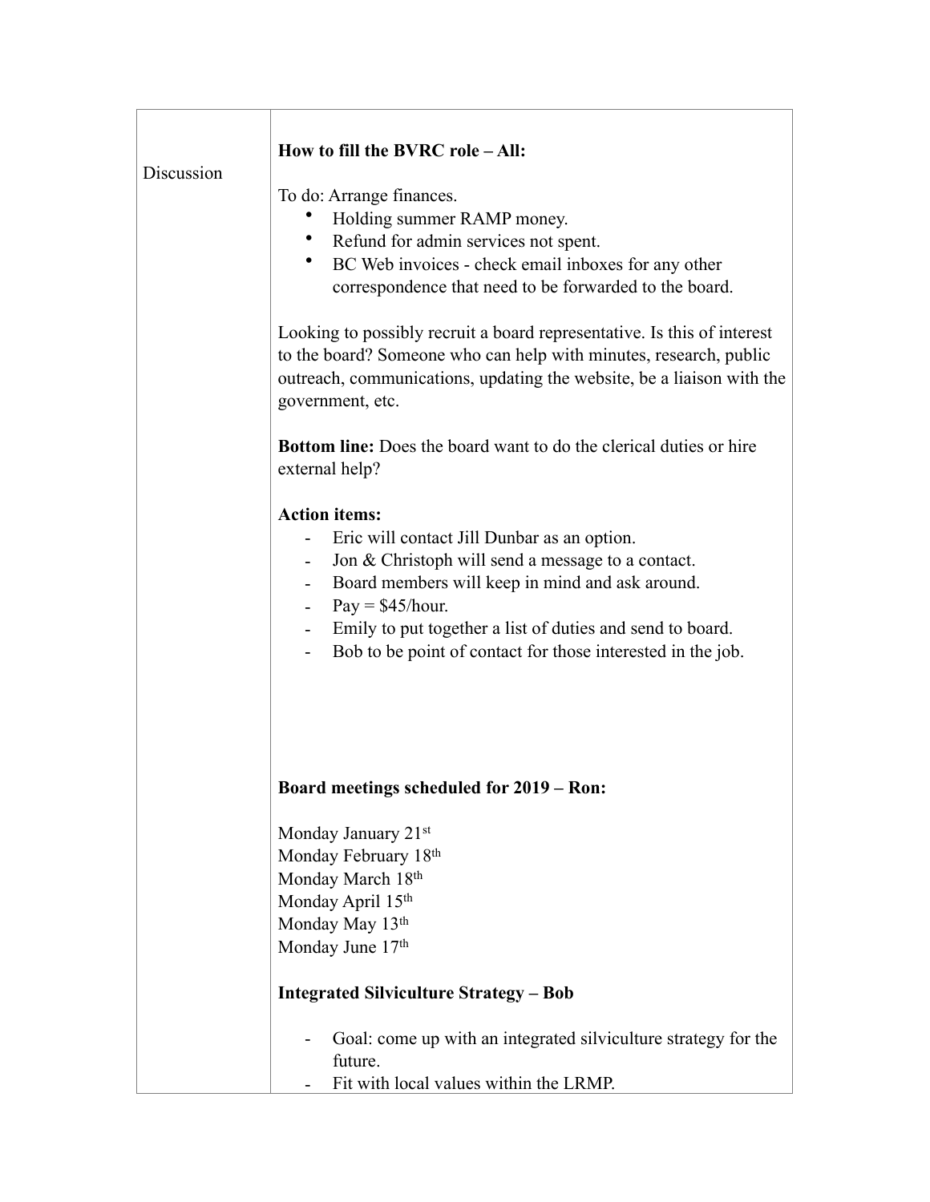| Discussion | **How to fill the BVRC role – All:**<br><br>To do: Arrange finances.<br>• Holding summer RAMP money.<br>• Refund for admin services not spent.<br>• BC Web invoices - check email inboxes for any other correspondence that need to be forwarded to the board.<br><br>Looking to possibly recruit a board representative. Is this of interest to the board? Someone who can help with minutes, research, public outreach, communications, updating the website, be a liaison with the government, etc.<br><br>**Bottom line:** Does the board want to do the clerical duties or hire external help?<br><br>**Action items:**<br>- Eric will contact Jill Dunbar as an option.<br>- Jon & Christoph will send a message to a contact.<br>- Board members will keep in mind and ask around.<br>- Pay = $45/hour.<br>- Emily to put together a list of duties and send to board.<br>- Bob to be point of contact for those interested in the job.<br><br>**Board meetings scheduled for 2019 – Ron:**<br><br>Monday January 21st<br>Monday February 18th<br>Monday March 18th<br>Monday April 15th<br>Monday May 13th<br>Monday June 17th<br><br>**Integrated Silviculture Strategy – Bob**<br><br>- Goal: come up with an integrated silviculture strategy for the future.<br>- Fit with local values within the LRMP. |
|---|---|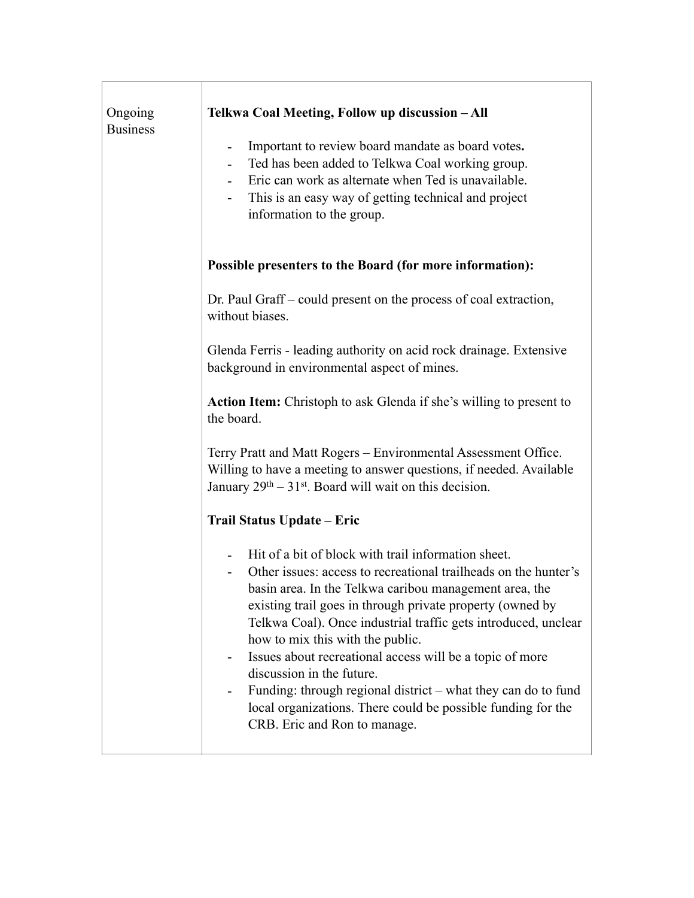| Ongoing Business | **Telkwa Coal Meeting, Follow up discussion – All**<br><br>- Important to review board mandate as board votes**.**<br>- Ted has been added to Telkwa Coal working group.<br>- Eric can work as alternate when Ted is unavailable.<br>- This is an easy way of getting technical and project information to the group.<br><br>**Possible presenters to the Board (for more information):**<br><br>Dr. Paul Graff – could present on the process of coal extraction, without biases.<br><br>Glenda Ferris - leading authority on acid rock drainage. Extensive background in environmental aspect of mines.<br><br>**Action Item:** Christoph to ask Glenda if she's willing to present to the board.<br><br>Terry Pratt and Matt Rogers – Environmental Assessment Office. Willing to have a meeting to answer questions, if needed. Available January 29th – 31st. Board will wait on this decision.<br><br>**Trail Status Update – Eric**<br><br>- Hit of a bit of block with trail information sheet.<br>- Other issues: access to recreational trailheads on the hunter's basin area. In the Telkwa caribou management area, the existing trail goes in through private property (owned by Telkwa Coal). Once industrial traffic gets introduced, unclear how to mix this with the public.<br>- Issues about recreational access will be a topic of more discussion in the future.<br>- Funding: through regional district – what they can do to fund local organizations. There could be possible funding for the CRB. Eric and Ron to manage. |
|---|---|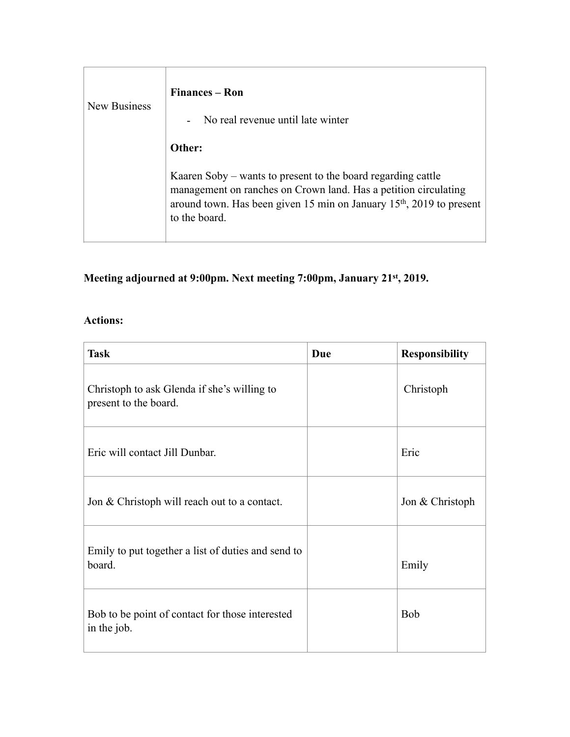| | |
|---|---|
| New Business | **Finances – Ron**<br><br>- No real revenue until late winter<br><br>**Other:**<br><br>Kaaren Soby – wants to present to the board regarding cattle management on ranches on Crown land. Has a petition circulating around town. Has been given 15 min on January 15th, 2019 to present to the board. |

**Meeting adjourned at 9:00pm. Next meeting 7:00pm, January 21st, 2019.**

**Actions:**

| **Task** | **Due** | **Responsibility** |
|---|---|---|
| Christoph to ask Glenda if she's willing to present to the board. | | Christoph |
| Eric will contact Jill Dunbar. | | Eric |
| Jon & Christoph will reach out to a contact. | | Jon & Christoph |
| Emily to put together a list of duties and send to board. | | Emily |
| Bob to be point of contact for those interested in the job. | | Bob |